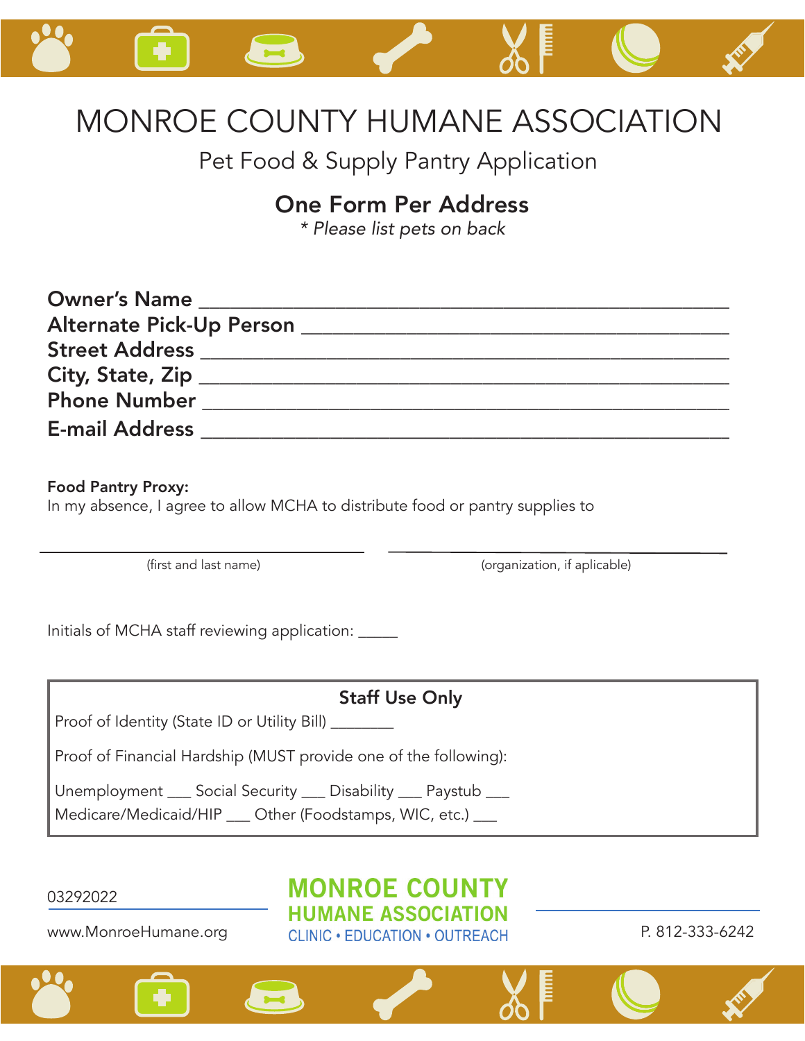# MONROE COUNTY HUMANE ASSOCIATION

## Pet Food & Supply Pantry Application

### One Form Per Address

*\* Please list pets on back*

**Owner's Name** ______________________________________________

**Alternate Pick-Up Person** ____________________________________

**Street Address** ______________________________________________

**City, State, Zip** ______________________________________________

**Phone Number** ______________________________________________

**E-mail Address** ______________________________________________

**Food Pantry Proxy:**
In my absence, I agree to allow MCHA to distribute food or pantry supplies to

______________________________ (first and last name)

______________________________ (organization, if aplicable)

Initials of MCHA staff reviewing application: _____

**Staff Use Only**

Proof of Identity (State ID or Utility Bill) ________

Proof of Financial Hardship (MUST provide one of the following):

Unemployment ___ Social Security ___ Disability ___ Paystub ___
Medicare/Medicaid/HIP ___ Other (Foodstamps, WIC, etc.) ___

03292022

www.MonroeHumane.org

**MONROE COUNTY HUMANE ASSOCIATION**
CLINIC • EDUCATION • OUTREACH

P. 812-333-6242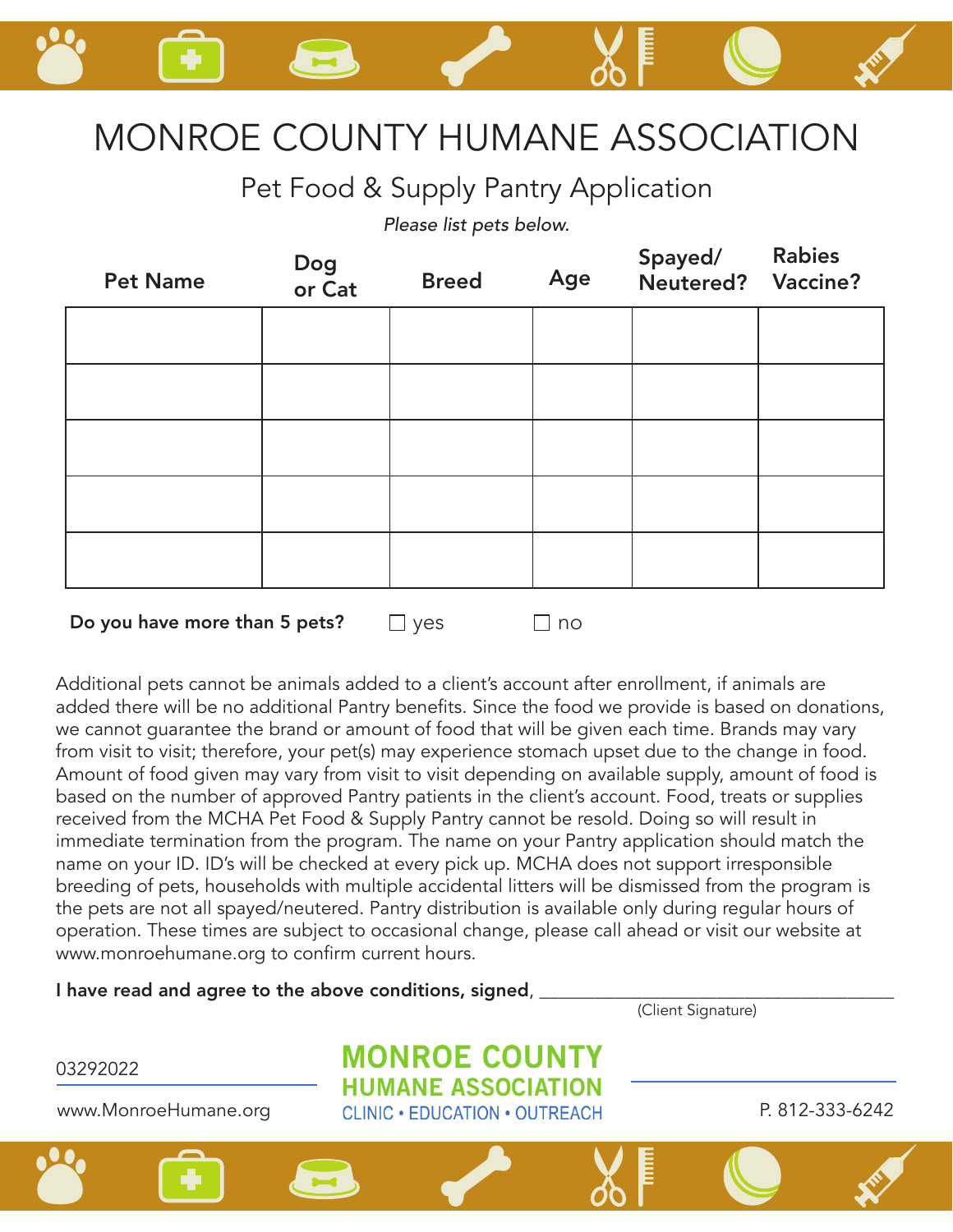# MONROE COUNTY HUMANE ASSOCIATION

## Pet Food & Supply Pantry Application

*Please list pets below.*

| Pet Name | Dog or Cat | Breed | Age | Spayed/ Neutered? | Rabies Vaccine? |
|---|---|---|---|---|---|
| | | | | | |
| | | | | | |
| | | | | | |
| | | | | | |
| | | | | | |

**Do you have more than 5 pets?** ☐ yes ☐ no

Additional pets cannot be animals added to a client's account after enrollment, if animals are added there will be no additional Pantry benefits. Since the food we provide is based on donations, we cannot guarantee the brand or amount of food that will be given each time. Brands may vary from visit to visit; therefore, your pet(s) may experience stomach upset due to the change in food. Amount of food given may vary from visit to visit depending on available supply, amount of food is based on the number of approved Pantry patients in the client's account. Food, treats or supplies received from the MCHA Pet Food & Supply Pantry cannot be resold. Doing so will result in immediate termination from the program. The name on your Pantry application should match the name on your ID. ID's will be checked at every pick up. MCHA does not support irresponsible breeding of pets, households with multiple accidental litters will be dismissed from the program is the pets are not all spayed/neutered. Pantry distribution is available only during regular hours of operation. These times are subject to occasional change, please call ahead or visit our website at www.monroehumane.org to confirm current hours.

**I have read and agree to the above conditions, signed**, ______________________________________

(Client Signature)

03292022

www.MonroeHumane.org

**MONROE COUNTY HUMANE ASSOCIATION**

CLINIC • EDUCATION • OUTREACH

P. 812-333-6242